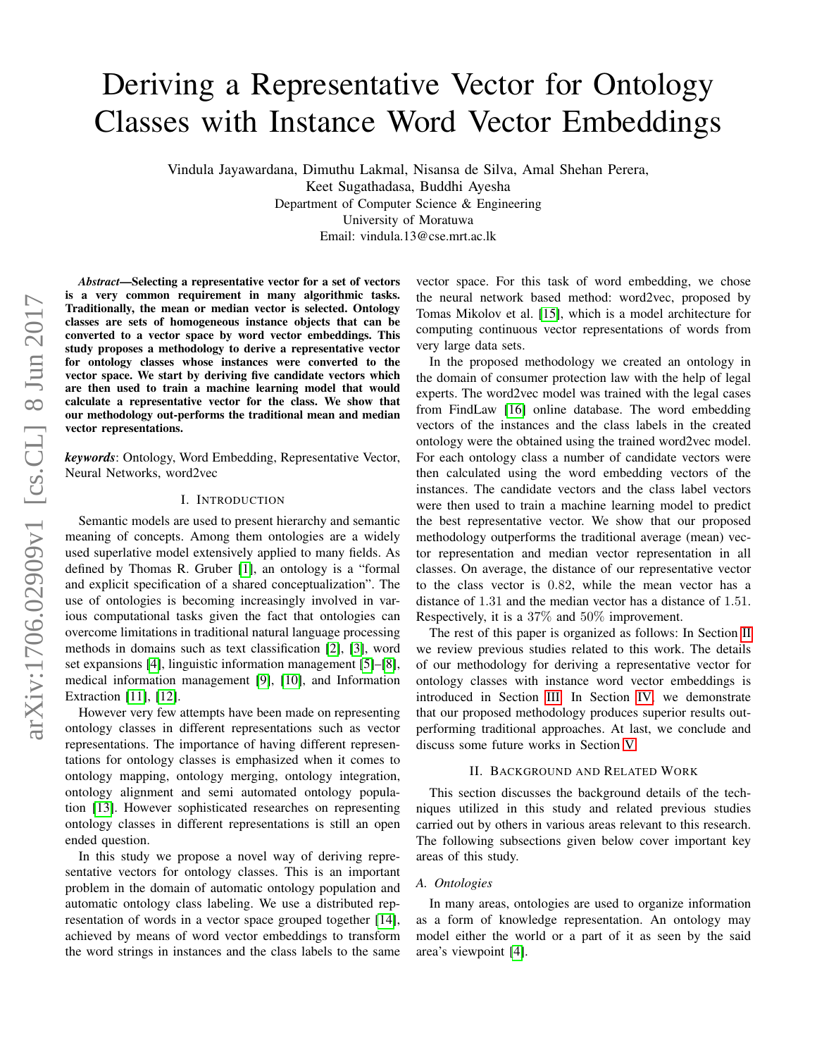# Deriving a Representative Vector for Ontology Classes with Instance Word Vector Embeddings

Vindula Jayawardana, Dimuthu Lakmal, Nisansa de Silva, Amal Shehan Perera,
Keet Sugathadasa, Buddhi Ayesha
Department of Computer Science & Engineering
University of Moratuwa
Email: vindula.13@cse.mrt.ac.lk

***Abstract*—Selecting a representative vector for a set of vectors is a very common requirement in many algorithmic tasks. Traditionally, the mean or median vector is selected. Ontology classes are sets of homogeneous instance objects that can be converted to a vector space by word vector embeddings. This study proposes a methodology to derive a representative vector for ontology classes whose instances were converted to the vector space. We start by deriving five candidate vectors which are then used to train a machine learning model that would calculate a representative vector for the class. We show that our methodology out-performs the traditional mean and median vector representations.**

***keywords***: Ontology, Word Embedding, Representative Vector, Neural Networks, word2vec

## I. Introduction

Semantic models are used to present hierarchy and semantic meaning of concepts. Among them ontologies are a widely used superlative model extensively applied to many fields. As defined by Thomas R. Gruber [1], an ontology is a "formal and explicit specification of a shared conceptualization". The use of ontologies is becoming increasingly involved in various computational tasks given the fact that ontologies can overcome limitations in traditional natural language processing methods in domains such as text classification [2], [3], word set expansions [4], linguistic information management [5]–[8], medical information management [9], [10], and Information Extraction [11], [12].

However very few attempts have been made on representing ontology classes in different representations such as vector representations. The importance of having different representations for ontology classes is emphasized when it comes to ontology mapping, ontology merging, ontology integration, ontology alignment and semi automated ontology population [13]. However sophisticated researches on representing ontology classes in different representations is still an open ended question.

In this study we propose a novel way of deriving representative vectors for ontology classes. This is an important problem in the domain of automatic ontology population and automatic ontology class labeling. We use a distributed representation of words in a vector space grouped together [14], achieved by means of word vector embeddings to transform the word strings in instances and the class labels to the same vector space. For this task of word embedding, we chose the neural network based method: word2vec, proposed by Tomas Mikolov et al. [15], which is a model architecture for computing continuous vector representations of words from very large data sets.

In the proposed methodology we created an ontology in the domain of consumer protection law with the help of legal experts. The word2vec model was trained with the legal cases from FindLaw [16] online database. The word embedding vectors of the instances and the class labels in the created ontology were the obtained using the trained word2vec model. For each ontology class a number of candidate vectors were then calculated using the word embedding vectors of the instances. The candidate vectors and the class label vectors were then used to train a machine learning model to predict the best representative vector. We show that our proposed methodology outperforms the traditional average (mean) vector representation and median vector representation in all classes. On average, the distance of our representative vector to the class vector is 0.82, while the mean vector has a distance of 1.31 and the median vector has a distance of 1.51. Respectively, it is a 37% and 50% improvement.

The rest of this paper is organized as follows: In Section II we review previous studies related to this work. The details of our methodology for deriving a representative vector for ontology classes with instance word vector embeddings is introduced in Section III. In Section IV, we demonstrate that our proposed methodology produces superior results outperforming traditional approaches. At last, we conclude and discuss some future works in Section V.

## II. Background and Related Work

This section discusses the background details of the techniques utilized in this study and related previous studies carried out by others in various areas relevant to this research. The following subsections given below cover important key areas of this study.

### A. Ontologies

In many areas, ontologies are used to organize information as a form of knowledge representation. An ontology may model either the world or a part of it as seen by the said area's viewpoint [4].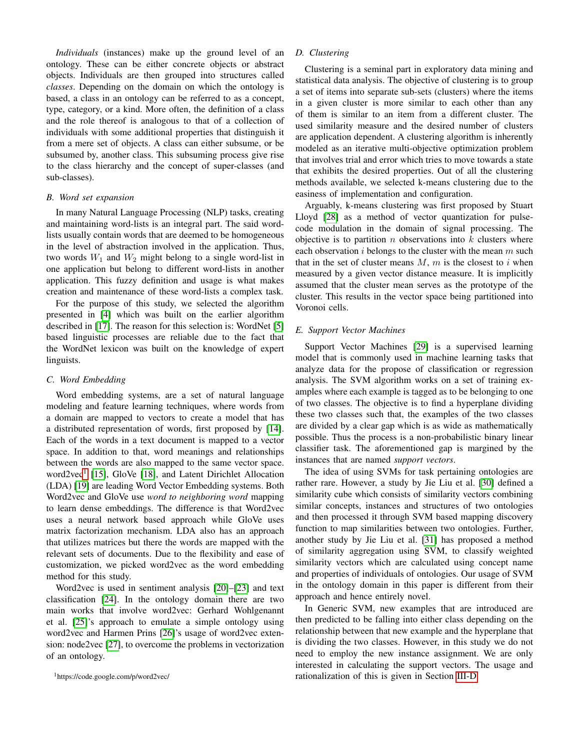*Individuals* (instances) make up the ground level of an ontology. These can be either concrete objects or abstract objects. Individuals are then grouped into structures called *classes*. Depending on the domain on which the ontology is based, a class in an ontology can be referred to as a concept, type, category, or a kind. More often, the definition of a class and the role thereof is analogous to that of a collection of individuals with some additional properties that distinguish it from a mere set of objects. A class can either subsume, or be subsumed by, another class. This subsuming process give rise to the class hierarchy and the concept of super-classes (and sub-classes).

### *B. Word set expansion*

In many Natural Language Processing (NLP) tasks, creating and maintaining word-lists is an integral part. The said word-lists usually contain words that are deemed to be homogeneous in the level of abstraction involved in the application. Thus, two words $W_1$ and $W_2$ might belong to a single word-list in one application but belong to different word-lists in another application. This fuzzy definition and usage is what makes creation and maintenance of these word-lists a complex task.

For the purpose of this study, we selected the algorithm presented in [4] which was built on the earlier algorithm described in [17]. The reason for this selection is: WordNet [5] based linguistic processes are reliable due to the fact that the WordNet lexicon was built on the knowledge of expert linguists.

### *C. Word Embedding*

Word embedding systems, are a set of natural language modeling and feature learning techniques, where words from a domain are mapped to vectors to create a model that has a distributed representation of words, first proposed by [14]. Each of the words in a text document is mapped to a vector space. In addition to that, word meanings and relationships between the words are also mapped to the same vector space. word2vec[1] [15], GloVe [18], and Latent Dirichlet Allocation (LDA) [19] are leading Word Vector Embedding systems. Both Word2vec and GloVe use *word to neighboring word* mapping to learn dense embeddings. The difference is that Word2vec uses a neural network based approach while GloVe uses matrix factorization mechanism. LDA also has an approach that utilizes matrices but there the words are mapped with the relevant sets of documents. Due to the flexibility and ease of customization, we picked word2vec as the word embedding method for this study.

Word2vec is used in sentiment analysis [20]–[23] and text classification [24]. In the ontology domain there are two main works that involve word2vec: Gerhard Wohlgenannt et al. [25]'s approach to emulate a simple ontology using word2vec and Harmen Prins [26]'s usage of word2vec extension: node2vec [27], to overcome the problems in vectorization of an ontology.

[1] https://code.google.com/p/word2vec/

### *D. Clustering*

Clustering is a seminal part in exploratory data mining and statistical data analysis. The objective of clustering is to group a set of items into separate sub-sets (clusters) where the items in a given cluster is more similar to each other than any of them is similar to an item from a different cluster. The used similarity measure and the desired number of clusters are application dependent. A clustering algorithm is inherently modeled as an iterative multi-objective optimization problem that involves trial and error which tries to move towards a state that exhibits the desired properties. Out of all the clustering methods available, we selected k-means clustering due to the easiness of implementation and configuration.

Arguably, k-means clustering was first proposed by Stuart Lloyd [28] as a method of vector quantization for pulse-code modulation in the domain of signal processing. The objective is to partition $n$ observations into $k$ clusters where each observation $i$ belongs to the cluster with the mean $m$ such that in the set of cluster means $M$, $m$ is the closest to $i$ when measured by a given vector distance measure. It is implicitly assumed that the cluster mean serves as the prototype of the cluster. This results in the vector space being partitioned into Voronoi cells.

### *E. Support Vector Machines*

Support Vector Machines [29] is a supervised learning model that is commonly used in machine learning tasks that analyze data for the propose of classification or regression analysis. The SVM algorithm works on a set of training examples where each example is tagged as to be belonging to one of two classes. The objective is to find a hyperplane dividing these two classes such that, the examples of the two classes are divided by a clear gap which is as wide as mathematically possible. Thus the process is a non-probabilistic binary linear classifier task. The aforementioned gap is margined by the instances that are named *support vectors*.

The idea of using SVMs for task pertaining ontologies are rather rare. However, a study by Jie Liu et al. [30] defined a similarity cube which consists of similarity vectors combining similar concepts, instances and structures of two ontologies and then processed it through SVM based mapping discovery function to map similarities between two ontologies. Further, another study by Jie Liu et al. [31] has proposed a method of similarity aggregation using SVM, to classify weighted similarity vectors which are calculated using concept name and properties of individuals of ontologies. Our usage of SVM in the ontology domain in this paper is different from their approach and hence entirely novel.

In Generic SVM, new examples that are introduced are then predicted to be falling into either class depending on the relationship between that new example and the hyperplane that is dividing the two classes. However, in this study we do not need to employ the new instance assignment. We are only interested in calculating the support vectors. The usage and rationalization of this is given in Section III-D.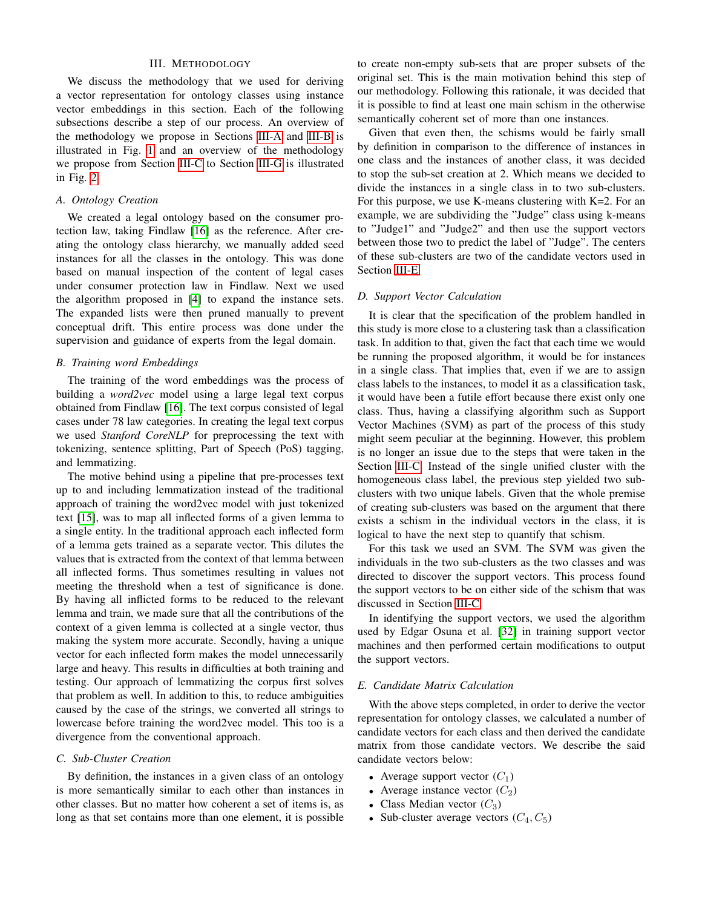## III. Methodology

We discuss the methodology that we used for deriving a vector representation for ontology classes using instance vector embeddings in this section. Each of the following subsections describe a step of our process. An overview of the methodology we propose in Sections III-A and III-B is illustrated in Fig. 1 and an overview of the methodology we propose from Section III-C to Section III-G is illustrated in Fig. 2.

### A. Ontology Creation

We created a legal ontology based on the consumer protection law, taking Findlaw [16] as the reference. After creating the ontology class hierarchy, we manually added seed instances for all the classes in the ontology. This was done based on manual inspection of the content of legal cases under consumer protection law in Findlaw. Next we used the algorithm proposed in [4] to expand the instance sets. The expanded lists were then pruned manually to prevent conceptual drift. This entire process was done under the supervision and guidance of experts from the legal domain.

### B. Training word Embeddings

The training of the word embeddings was the process of building a *word2vec* model using a large legal text corpus obtained from Findlaw [16]. The text corpus consisted of legal cases under 78 law categories. In creating the legal text corpus we used *Stanford CoreNLP* for preprocessing the text with tokenizing, sentence splitting, Part of Speech (PoS) tagging, and lemmatizing.

The motive behind using a pipeline that pre-processes text up to and including lemmatization instead of the traditional approach of training the word2vec model with just tokenized text [15], was to map all inflected forms of a given lemma to a single entity. In the traditional approach each inflected form of a lemma gets trained as a separate vector. This dilutes the values that is extracted from the context of that lemma between all inflected forms. Thus sometimes resulting in values not meeting the threshold when a test of significance is done. By having all inflicted forms to be reduced to the relevant lemma and train, we made sure that all the contributions of the context of a given lemma is collected at a single vector, thus making the system more accurate. Secondly, having a unique vector for each inflected form makes the model unnecessarily large and heavy. This results in difficulties at both training and testing. Our approach of lemmatizing the corpus first solves that problem as well. In addition to this, to reduce ambiguities caused by the case of the strings, we converted all strings to lowercase before training the word2vec model. This too is a divergence from the conventional approach.

### C. Sub-Cluster Creation

By definition, the instances in a given class of an ontology is more semantically similar to each other than instances in other classes. But no matter how coherent a set of items is, as long as that set contains more than one element, it is possible to create non-empty sub-sets that are proper subsets of the original set. This is the main motivation behind this step of our methodology. Following this rationale, it was decided that it is possible to find at least one main schism in the otherwise semantically coherent set of more than one instances.

Given that even then, the schisms would be fairly small by definition in comparison to the difference of instances in one class and the instances of another class, it was decided to stop the sub-set creation at 2. Which means we decided to divide the instances in a single class in to two sub-clusters. For this purpose, we use K-means clustering with K=2. For an example, we are subdividing the "Judge" class using k-means to "Judge1" and "Judge2" and then use the support vectors between those two to predict the label of "Judge". The centers of these sub-clusters are two of the candidate vectors used in Section III-E.

### D. Support Vector Calculation

It is clear that the specification of the problem handled in this study is more close to a clustering task than a classification task. In addition to that, given the fact that each time we would be running the proposed algorithm, it would be for instances in a single class. That implies that, even if we are to assign class labels to the instances, to model it as a classification task, it would have been a futile effort because there exist only one class. Thus, having a classifying algorithm such as Support Vector Machines (SVM) as part of the process of this study might seem peculiar at the beginning. However, this problem is no longer an issue due to the steps that were taken in the Section III-C. Instead of the single unified cluster with the homogeneous class label, the previous step yielded two sub-clusters with two unique labels. Given that the whole premise of creating sub-clusters was based on the argument that there exists a schism in the individual vectors in the class, it is logical to have the next step to quantify that schism.

For this task we used an SVM. The SVM was given the individuals in the two sub-clusters as the two classes and was directed to discover the support vectors. This process found the support vectors to be on either side of the schism that was discussed in Section III-C.

In identifying the support vectors, we used the algorithm used by Edgar Osuna et al. [32] in training support vector machines and then performed certain modifications to output the support vectors.

### E. Candidate Matrix Calculation

With the above steps completed, in order to derive the vector representation for ontology classes, we calculated a number of candidate vectors for each class and then derived the candidate matrix from those candidate vectors. We describe the said candidate vectors below:

- Average support vector ($C_1$)
- Average instance vector ($C_2$)
- Class Median vector ($C_3$)
- Sub-cluster average vectors ($C_4, C_5$)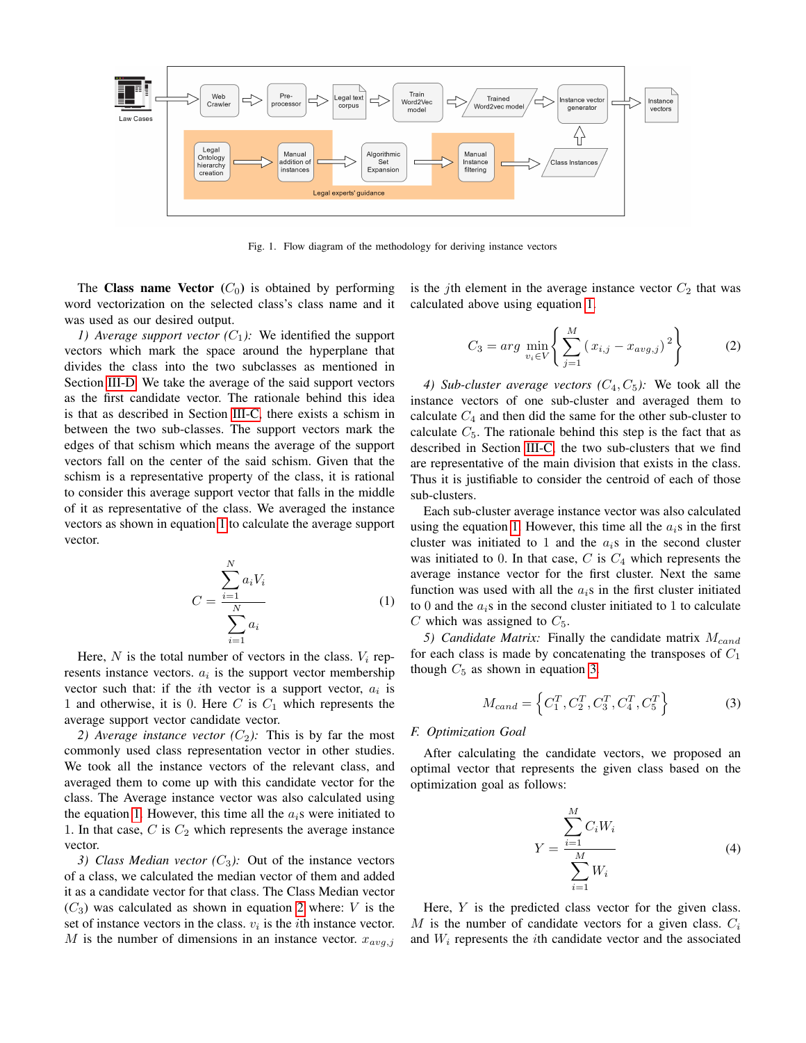Fig. 1. Flow diagram of the methodology for deriving instance vectors

The **Class name Vector** ($C_0$) is obtained by performing word vectorization on the selected class's class name and it was used as our desired output.

*1) Average support vector ($C_1$):* We identified the support vectors which mark the space around the hyperplane that divides the class into the two subclasses as mentioned in Section III-D. We take the average of the said support vectors as the first candidate vector. The rationale behind this idea is that as described in Section III-C, there exists a schism in between the two sub-classes. The support vectors mark the edges of that schism which means the average of the support vectors fall on the center of the said schism. Given that the schism is a representative property of the class, it is rational to consider this average support vector that falls in the middle of it as representative of the class. We averaged the instance vectors as shown in equation 1 to calculate the average support vector.

$$C = \frac{\sum_{i=1}^{N} a_i V_i}{\sum_{i=1}^{N} a_i} \tag{1}$$

Here, $N$ is the total number of vectors in the class. $V_i$ represents instance vectors. $a_i$ is the support vector membership vector such that: if the $i$th vector is a support vector, $a_i$ is 1 and otherwise, it is 0. Here $C$ is $C_1$ which represents the average support vector candidate vector.

*2) Average instance vector ($C_2$):* This is by far the most commonly used class representation vector in other studies. We took all the instance vectors of the relevant class, and averaged them to come up with this candidate vector for the class. The Average instance vector was also calculated using the equation 1. However, this time all the $a_i$s were initiated to 1. In that case, $C$ is $C_2$ which represents the average instance vector.

*3) Class Median vector ($C_3$):* Out of the instance vectors of a class, we calculated the median vector of them and added it as a candidate vector for that class. The Class Median vector ($C_3$) was calculated as shown in equation 2 where: $V$ is the set of instance vectors in the class. $v_i$ is the $i$th instance vector. $M$ is the number of dimensions in an instance vector. $x_{avg,j}$ is the $j$th element in the average instance vector $C_2$ that was calculated above using equation 1.

$$C_3 = arg \min_{v_i \in V} \left\{ \sum_{j=1}^{M} (x_{i,j} - x_{avg,j})^2 \right\} \tag{2}$$

*4) Sub-cluster average vectors ($C_4, C_5$):* We took all the instance vectors of one sub-cluster and averaged them to calculate $C_4$ and then did the same for the other sub-cluster to calculate $C_5$. The rationale behind this step is the fact that as described in Section III-C, the two sub-clusters that we find are representative of the main division that exists in the class. Thus it is justifiable to consider the centroid of each of those sub-clusters.

Each sub-cluster average instance vector was also calculated using the equation 1. However, this time all the $a_i$s in the first cluster was initiated to 1 and the $a_i$s in the second cluster was initiated to 0. In that case, $C$ is $C_4$ which represents the average instance vector for the first cluster. Next the same function was used with all the $a_i$s in the first cluster initiated to 0 and the $a_i$s in the second cluster initiated to 1 to calculate $C$ which was assigned to $C_5$.

*5) Candidate Matrix:* Finally the candidate matrix $M_{cand}$ for each class is made by concatenating the transposes of $C_1$ though $C_5$ as shown in equation 3.

$$M_{cand} = \left\{ C_1^T, C_2^T, C_3^T, C_4^T, C_5^T \right\} \tag{3}$$

### *F. Optimization Goal*

After calculating the candidate vectors, we proposed an optimal vector that represents the given class based on the optimization goal as follows:

$$Y = \frac{\sum_{i=1}^{M} C_i W_i}{\sum_{i=1}^{M} W_i} \tag{4}$$

Here, $Y$ is the predicted class vector for the given class. $M$ is the number of candidate vectors for a given class. $C_i$ and $W_i$ represents the $i$th candidate vector and the associated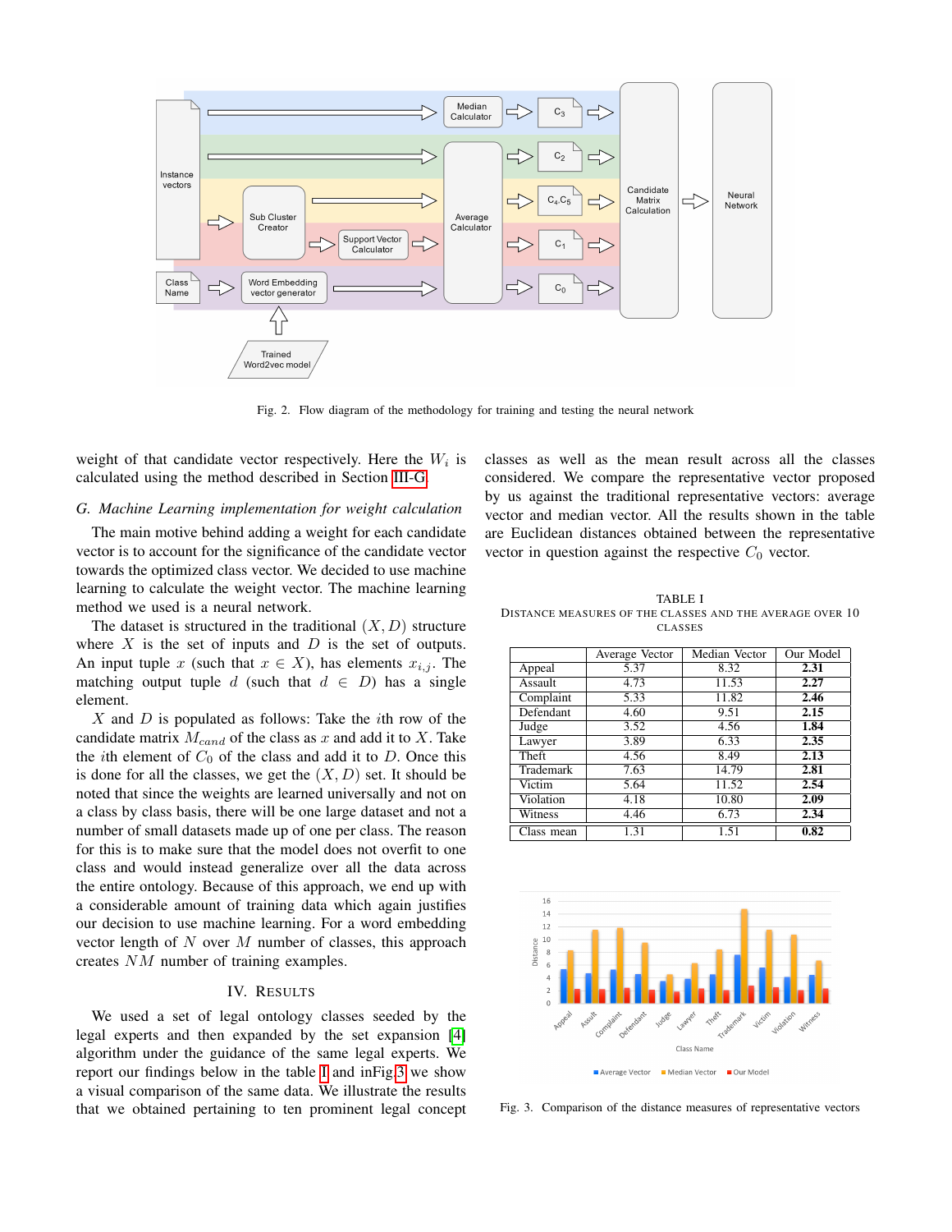Fig. 2. Flow diagram of the methodology for training and testing the neural network

weight of that candidate vector respectively. Here the $W_i$ is calculated using the method described in Section III-G.

### G. Machine Learning implementation for weight calculation

The main motive behind adding a weight for each candidate vector is to account for the significance of the candidate vector towards the optimized class vector. We decided to use machine learning to calculate the weight vector. The machine learning method we used is a neural network.

The dataset is structured in the traditional $(X, D)$ structure where $X$ is the set of inputs and $D$ is the set of outputs. An input tuple $x$ (such that $x \in X$), has elements $x_{i,j}$. The matching output tuple $d$ (such that $d \in D$) has a single element.

$X$ and $D$ is populated as follows: Take the $i$th row of the candidate matrix $M_{cand}$ of the class as $x$ and add it to $X$. Take the $i$th element of $C_0$ of the class and add it to $D$. Once this is done for all the classes, we get the $(X, D)$ set. It should be noted that since the weights are learned universally and not on a class by class basis, there will be one large dataset and not a number of small datasets made up of one per class. The reason for this is to make sure that the model does not overfit to one class and would instead generalize over all the data across the entire ontology. Because of this approach, we end up with a considerable amount of training data which again justifies our decision to use machine learning. For a word embedding vector length of $N$ over $M$ number of classes, this approach creates $NM$ number of training examples.

## IV. Results

We used a set of legal ontology classes seeded by the legal experts and then expanded by the set expansion [4] algorithm under the guidance of the same legal experts. We report our findings below in the table I and inFig.3 we show a visual comparison of the same data. We illustrate the results that we obtained pertaining to ten prominent legal concept classes as well as the mean result across all the classes considered. We compare the representative vector proposed by us against the traditional representative vectors: average vector and median vector. All the results shown in the table are Euclidean distances obtained between the representative vector in question against the respective $C_0$ vector.

TABLE I
Distance measures of the classes and the average over 10 classes

| | Average Vector | Median Vector | Our Model |
|---|---|---|---|
| Appeal | 5.37 | 8.32 | **2.31** |
| Assault | 4.73 | 11.53 | **2.27** |
| Complaint | 5.33 | 11.82 | **2.46** |
| Defendant | 4.60 | 9.51 | **2.15** |
| Judge | 3.52 | 4.56 | **1.84** |
| Lawyer | 3.89 | 6.33 | **2.35** |
| Theft | 4.56 | 8.49 | **2.13** |
| Trademark | 7.63 | 14.79 | **2.81** |
| Victim | 5.64 | 11.52 | **2.54** |
| Violation | 4.18 | 10.80 | **2.09** |
| Witness | 4.46 | 6.73 | **2.34** |
| Class mean | 1.31 | 1.51 | **0.82** |

Fig. 3. Comparison of the distance measures of representative vectors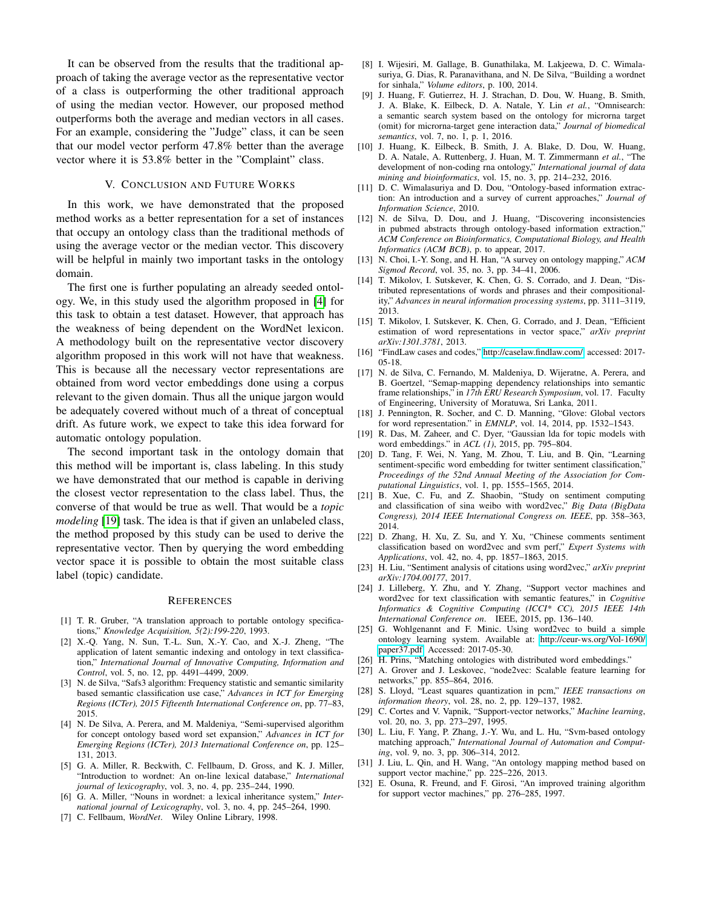It can be observed from the results that the traditional approach of taking the average vector as the representative vector of a class is outperforming the other traditional approach of using the median vector. However, our proposed method outperforms both the average and median vectors in all cases. For an example, considering the "Judge" class, it can be seen that our model vector perform 47.8% better than the average vector where it is 53.8% better in the "Complaint" class.

## V. Conclusion and Future Works

In this work, we have demonstrated that the proposed method works as a better representation for a set of instances that occupy an ontology class than the traditional methods of using the average vector or the median vector. This discovery will be helpful in mainly two important tasks in the ontology domain.

The first one is further populating an already seeded ontology. We, in this study used the algorithm proposed in [4] for this task to obtain a test dataset. However, that approach has the weakness of being dependent on the WordNet lexicon. A methodology built on the representative vector discovery algorithm proposed in this work will not have that weakness. This is because all the necessary vector representations are obtained from word vector embeddings done using a corpus relevant to the given domain. Thus all the unique jargon would be adequately covered without much of a threat of conceptual drift. As future work, we expect to take this idea forward for automatic ontology population.

The second important task in the ontology domain that this method will be important is, class labeling. In this study we have demonstrated that our method is capable in deriving the closest vector representation to the class label. Thus, the converse of that would be true as well. That would be a *topic modeling* [19] task. The idea is that if given an unlabeled class, the method proposed by this study can be used to derive the representative vector. Then by querying the word embedding vector space it is possible to obtain the most suitable class label (topic) candidate.

## References

[1] T. R. Gruber, "A translation approach to portable ontology specifications," *Knowledge Acquisition, 5(2):199-220*, 1993.

[2] X.-Q. Yang, N. Sun, T.-L. Sun, X.-Y. Cao, and X.-J. Zheng, "The application of latent semantic indexing and ontology in text classification," *International Journal of Innovative Computing, Information and Control*, vol. 5, no. 12, pp. 4491–4499, 2009.

[3] N. de Silva, "Safs3 algorithm: Frequency statistic and semantic similarity based semantic classification use case," *Advances in ICT for Emerging Regions (ICTer), 2015 Fifteenth International Conference on*, pp. 77–83, 2015.

[4] N. De Silva, A. Perera, and M. Maldeniya, "Semi-supervised algorithm for concept ontology based word set expansion," *Advances in ICT for Emerging Regions (ICTer), 2013 International Conference on*, pp. 125–131, 2013.

[5] G. A. Miller, R. Beckwith, C. Fellbaum, D. Gross, and K. J. Miller, "Introduction to wordnet: An on-line lexical database," *International journal of lexicography*, vol. 3, no. 4, pp. 235–244, 1990.

[6] G. A. Miller, "Nouns in wordnet: a lexical inheritance system," *International journal of Lexicography*, vol. 3, no. 4, pp. 245–264, 1990.

[7] C. Fellbaum, *WordNet*. Wiley Online Library, 1998.

[8] I. Wijesiri, M. Gallage, B. Gunathilaka, M. Lakjeewa, D. C. Wimalasuriya, G. Dias, R. Paranavithana, and N. De Silva, "Building a wordnet for sinhala," *Volume editors*, p. 100, 2014.

[9] J. Huang, F. Gutierrez, H. J. Strachan, D. Dou, W. Huang, B. Smith, J. A. Blake, K. Eilbeck, D. A. Natale, Y. Lin *et al.*, "Omnisearch: a semantic search system based on the ontology for microrna target (omit) for microrna-target gene interaction data," *Journal of biomedical semantics*, vol. 7, no. 1, p. 1, 2016.

[10] J. Huang, K. Eilbeck, B. Smith, J. A. Blake, D. Dou, W. Huang, D. A. Natale, A. Ruttenberg, J. Huan, M. T. Zimmermann *et al.*, "The development of non-coding rna ontology," *International journal of data mining and bioinformatics*, vol. 15, no. 3, pp. 214–232, 2016.

[11] D. C. Wimalasuriya and D. Dou, "Ontology-based information extraction: An introduction and a survey of current approaches," *Journal of Information Science*, 2010.

[12] N. de Silva, D. Dou, and J. Huang, "Discovering inconsistencies in pubmed abstracts through ontology-based information extraction," *ACM Conference on Bioinformatics, Computational Biology, and Health Informatics (ACM BCB)*, p. to appear, 2017.

[13] N. Choi, I.-Y. Song, and H. Han, "A survey on ontology mapping," *ACM Sigmod Record*, vol. 35, no. 3, pp. 34–41, 2006.

[14] T. Mikolov, I. Sutskever, K. Chen, G. S. Corrado, and J. Dean, "Distributed representations of words and phrases and their compositionality," *Advances in neural information processing systems*, pp. 3111–3119, 2013.

[15] T. Mikolov, I. Sutskever, K. Chen, G. Corrado, and J. Dean, "Efficient estimation of word representations in vector space," *arXiv preprint arXiv:1301.3781*, 2013.

[16] "FindLaw cases and codes," http://caselaw.findlaw.com/, accessed: 2017-05-18.

[17] N. de Silva, C. Fernando, M. Maldeniya, D. Wijeratne, A. Perera, and B. Goertzel, "Semap-mapping dependency relationships into semantic frame relationships," in *17th ERU Research Symposium*, vol. 17. Faculty of Engineering, University of Moratuwa, Sri Lanka, 2011.

[18] J. Pennington, R. Socher, and C. D. Manning, "Glove: Global vectors for word representation." in *EMNLP*, vol. 14, 2014, pp. 1532–1543.

[19] R. Das, M. Zaheer, and C. Dyer, "Gaussian lda for topic models with word embeddings." in *ACL (1)*, 2015, pp. 795–804.

[20] D. Tang, F. Wei, N. Yang, M. Zhou, T. Liu, and B. Qin, "Learning sentiment-specific word embedding for twitter sentiment classification," *Proceedings of the 52nd Annual Meeting of the Association for Computational Linguistics*, vol. 1, pp. 1555–1565, 2014.

[21] B. Xue, C. Fu, and Z. Shaobin, "Study on sentiment computing and classification of sina weibo with word2vec," *Big Data (BigData Congress), 2014 IEEE International Congress on. IEEE*, pp. 358–363, 2014.

[22] D. Zhang, H. Xu, Z. Su, and Y. Xu, "Chinese comments sentiment classification based on word2vec and svm perf," *Expert Systems with Applications*, vol. 42, no. 4, pp. 1857–1863, 2015.

[23] H. Liu, "Sentiment analysis of citations using word2vec," *arXiv preprint arXiv:1704.00177*, 2017.

[24] J. Lilleberg, Y. Zhu, and Y. Zhang, "Support vector machines and word2vec for text classification with semantic features," in *Cognitive Informatics & Cognitive Computing (ICCI\* CC), 2015 IEEE 14th International Conference on*. IEEE, 2015, pp. 136–140.

[25] G. Wohlgenannt and F. Minic. Using word2vec to build a simple ontology learning system. Available at: http://ceur-ws.org/Vol-1690/paper37.pdf. Accessed: 2017-05-30.

[26] H. Prins, "Matching ontologies with distributed word embeddings."

[27] A. Grover and J. Leskovec, "node2vec: Scalable feature learning for networks," pp. 855–864, 2016.

[28] S. Lloyd, "Least squares quantization in pcm," *IEEE transactions on information theory*, vol. 28, no. 2, pp. 129–137, 1982.

[29] C. Cortes and V. Vapnik, "Support-vector networks," *Machine learning*, vol. 20, no. 3, pp. 273–297, 1995.

[30] L. Liu, F. Yang, P. Zhang, J.-Y. Wu, and L. Hu, "Svm-based ontology matching approach," *International Journal of Automation and Computing*, vol. 9, no. 3, pp. 306–314, 2012.

[31] J. Liu, L. Qin, and H. Wang, "An ontology mapping method based on support vector machine," pp. 225–226, 2013.

[32] E. Osuna, R. Freund, and F. Girosi, "An improved training algorithm for support vector machines," pp. 276–285, 1997.